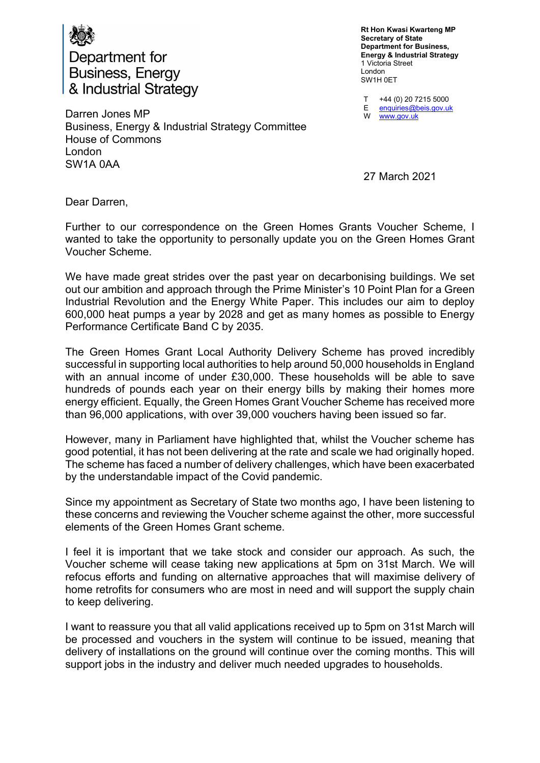Department for Business, Energy & Industrial Strategy

**Rt Hon Kwasi Kwarteng MP**
**Secretary of State**
**Department for Business, Energy & Industrial Strategy**
1 Victoria Street
London
SW1H 0ET

T +44 (0) 20 7215 5000
E enquiries@beis.gov.uk
W www.gov.uk

Darren Jones MP
Business, Energy & Industrial Strategy Committee
House of Commons
London
SW1A 0AA

27 March 2021

Dear Darren,

Further to our correspondence on the Green Homes Grants Voucher Scheme, I wanted to take the opportunity to personally update you on the Green Homes Grant Voucher Scheme.

We have made great strides over the past year on decarbonising buildings. We set out our ambition and approach through the Prime Minister's 10 Point Plan for a Green Industrial Revolution and the Energy White Paper. This includes our aim to deploy 600,000 heat pumps a year by 2028 and get as many homes as possible to Energy Performance Certificate Band C by 2035.

The Green Homes Grant Local Authority Delivery Scheme has proved incredibly successful in supporting local authorities to help around 50,000 households in England with an annual income of under £30,000. These households will be able to save hundreds of pounds each year on their energy bills by making their homes more energy efficient. Equally, the Green Homes Grant Voucher Scheme has received more than 96,000 applications, with over 39,000 vouchers having been issued so far.

However, many in Parliament have highlighted that, whilst the Voucher scheme has good potential, it has not been delivering at the rate and scale we had originally hoped. The scheme has faced a number of delivery challenges, which have been exacerbated by the understandable impact of the Covid pandemic.

Since my appointment as Secretary of State two months ago, I have been listening to these concerns and reviewing the Voucher scheme against the other, more successful elements of the Green Homes Grant scheme.

I feel it is important that we take stock and consider our approach. As such, the Voucher scheme will cease taking new applications at 5pm on 31st March. We will refocus efforts and funding on alternative approaches that will maximise delivery of home retrofits for consumers who are most in need and will support the supply chain to keep delivering.

I want to reassure you that all valid applications received up to 5pm on 31st March will be processed and vouchers in the system will continue to be issued, meaning that delivery of installations on the ground will continue over the coming months. This will support jobs in the industry and deliver much needed upgrades to households.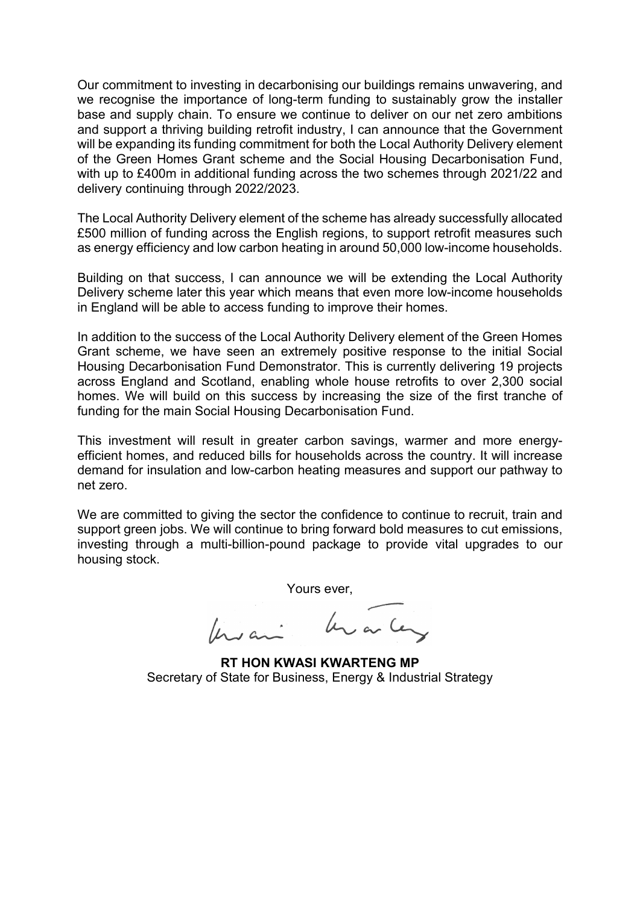Our commitment to investing in decarbonising our buildings remains unwavering, and we recognise the importance of long-term funding to sustainably grow the installer base and supply chain. To ensure we continue to deliver on our net zero ambitions and support a thriving building retrofit industry, I can announce that the Government will be expanding its funding commitment for both the Local Authority Delivery element of the Green Homes Grant scheme and the Social Housing Decarbonisation Fund, with up to £400m in additional funding across the two schemes through 2021/22 and delivery continuing through 2022/2023.

The Local Authority Delivery element of the scheme has already successfully allocated £500 million of funding across the English regions, to support retrofit measures such as energy efficiency and low carbon heating in around 50,000 low-income households.

Building on that success, I can announce we will be extending the Local Authority Delivery scheme later this year which means that even more low-income households in England will be able to access funding to improve their homes.

In addition to the success of the Local Authority Delivery element of the Green Homes Grant scheme, we have seen an extremely positive response to the initial Social Housing Decarbonisation Fund Demonstrator. This is currently delivering 19 projects across England and Scotland, enabling whole house retrofits to over 2,300 social homes. We will build on this success by increasing the size of the first tranche of funding for the main Social Housing Decarbonisation Fund.

This investment will result in greater carbon savings, warmer and more energy-efficient homes, and reduced bills for households across the country. It will increase demand for insulation and low-carbon heating measures and support our pathway to net zero.

We are committed to giving the sector the confidence to continue to recruit, train and support green jobs. We will continue to bring forward bold measures to cut emissions, investing through a multi-billion-pound package to provide vital upgrades to our housing stock.

Yours ever,

Kwasi Kwarteng

**RT HON KWASI KWARTENG MP**
Secretary of State for Business, Energy & Industrial Strategy